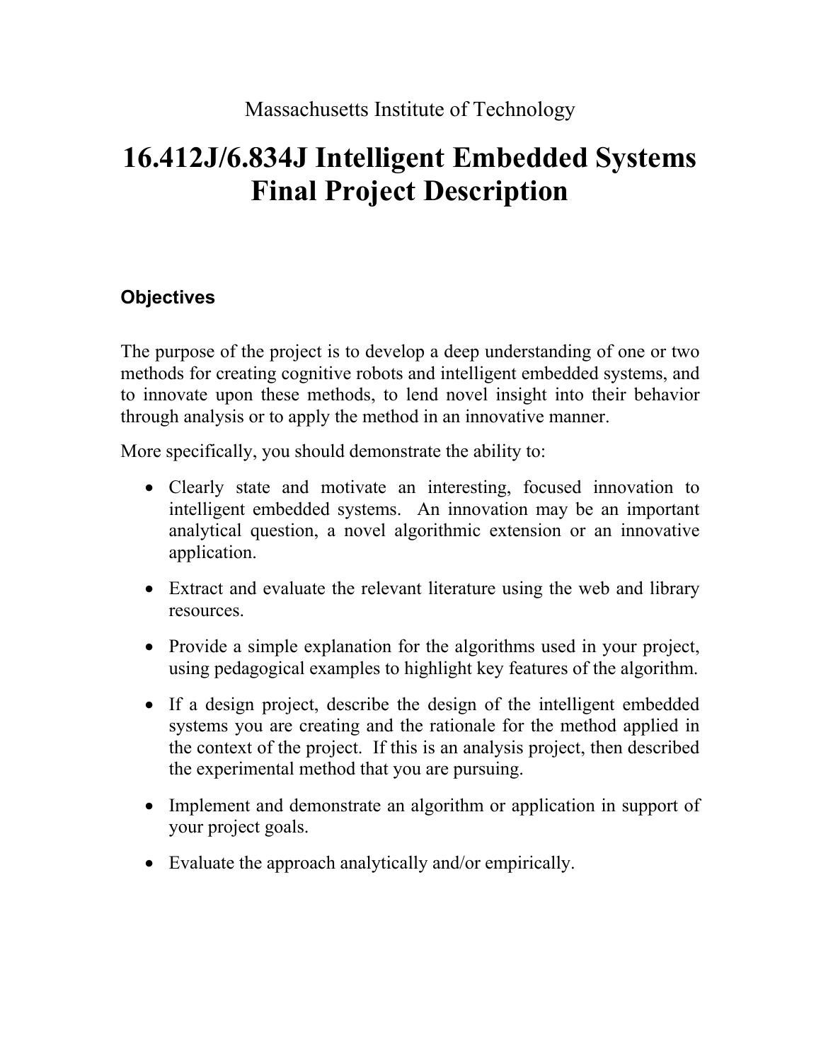Massachusetts Institute of Technology

# 16.412J/6.834J Intelligent Embedded Systems Final Project Description

## Objectives

The purpose of the project is to develop a deep understanding of one or two methods for creating cognitive robots and intelligent embedded systems, and to innovate upon these methods, to lend novel insight into their behavior through analysis or to apply the method in an innovative manner.

More specifically, you should demonstrate the ability to:

- Clearly state and motivate an interesting, focused innovation to intelligent embedded systems. An innovation may be an important analytical question, a novel algorithmic extension or an innovative application.
- Extract and evaluate the relevant literature using the web and library resources.
- Provide a simple explanation for the algorithms used in your project, using pedagogical examples to highlight key features of the algorithm.
- If a design project, describe the design of the intelligent embedded systems you are creating and the rationale for the method applied in the context of the project. If this is an analysis project, then described the experimental method that you are pursuing.
- Implement and demonstrate an algorithm or application in support of your project goals.
- Evaluate the approach analytically and/or empirically.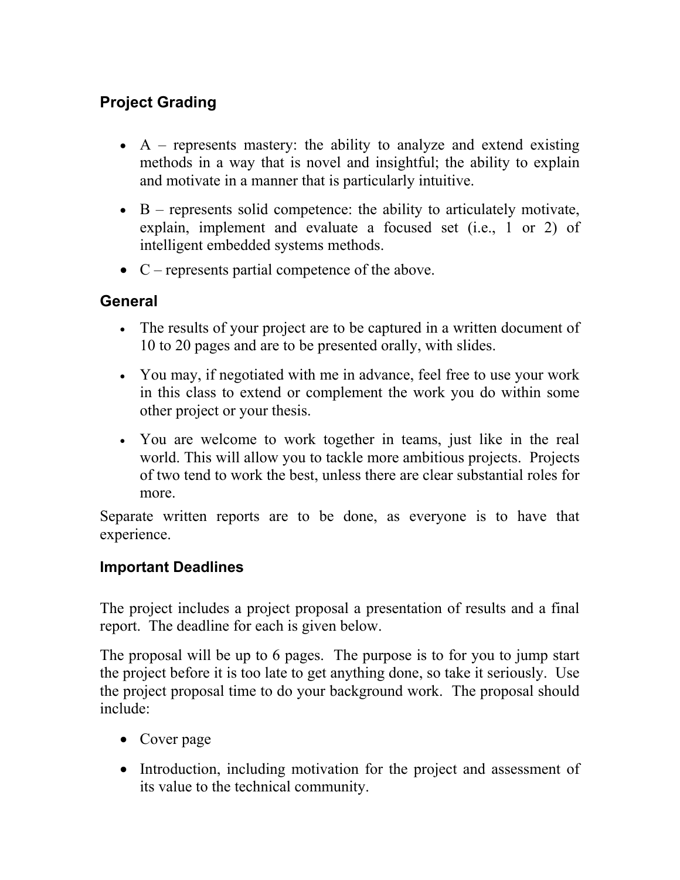## Project Grading

- A – represents mastery: the ability to analyze and extend existing methods in a way that is novel and insightful; the ability to explain and motivate in a manner that is particularly intuitive.
- B – represents solid competence: the ability to articulately motivate, explain, implement and evaluate a focused set (i.e., 1 or 2) of intelligent embedded systems methods.
- C – represents partial competence of the above.

## General

- The results of your project are to be captured in a written document of 10 to 20 pages and are to be presented orally, with slides.
- You may, if negotiated with me in advance, feel free to use your work in this class to extend or complement the work you do within some other project or your thesis.
- You are welcome to work together in teams, just like in the real world. This will allow you to tackle more ambitious projects. Projects of two tend to work the best, unless there are clear substantial roles for more.

Separate written reports are to be done, as everyone is to have that experience.

## Important Deadlines

The project includes a project proposal a presentation of results and a final report. The deadline for each is given below.

The proposal will be up to 6 pages. The purpose is to for you to jump start the project before it is too late to get anything done, so take it seriously. Use the project proposal time to do your background work. The proposal should include:

- Cover page
- Introduction, including motivation for the project and assessment of its value to the technical community.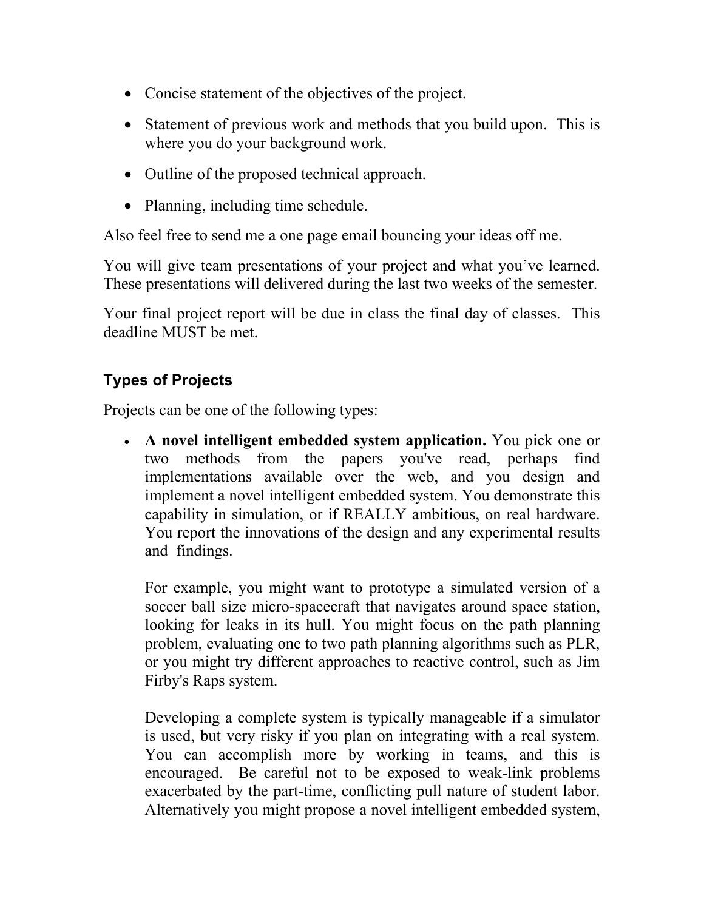- Concise statement of the objectives of the project.
- Statement of previous work and methods that you build upon. This is where you do your background work.
- Outline of the proposed technical approach.
- Planning, including time schedule.

Also feel free to send me a one page email bouncing your ideas off me.

You will give team presentations of your project and what you've learned. These presentations will delivered during the last two weeks of the semester.

Your final project report will be due in class the final day of classes. This deadline MUST be met.

### Types of Projects

Projects can be one of the following types:

- **A novel intelligent embedded system application.** You pick one or two methods from the papers you've read, perhaps find implementations available over the web, and you design and implement a novel intelligent embedded system. You demonstrate this capability in simulation, or if REALLY ambitious, on real hardware. You report the innovations of the design and any experimental results and findings.

  For example, you might want to prototype a simulated version of a soccer ball size micro-spacecraft that navigates around space station, looking for leaks in its hull. You might focus on the path planning problem, evaluating one to two path planning algorithms such as PLR, or you might try different approaches to reactive control, such as Jim Firby's Raps system.

  Developing a complete system is typically manageable if a simulator is used, but very risky if you plan on integrating with a real system. You can accomplish more by working in teams, and this is encouraged. Be careful not to be exposed to weak-link problems exacerbated by the part-time, conflicting pull nature of student labor. Alternatively you might propose a novel intelligent embedded system,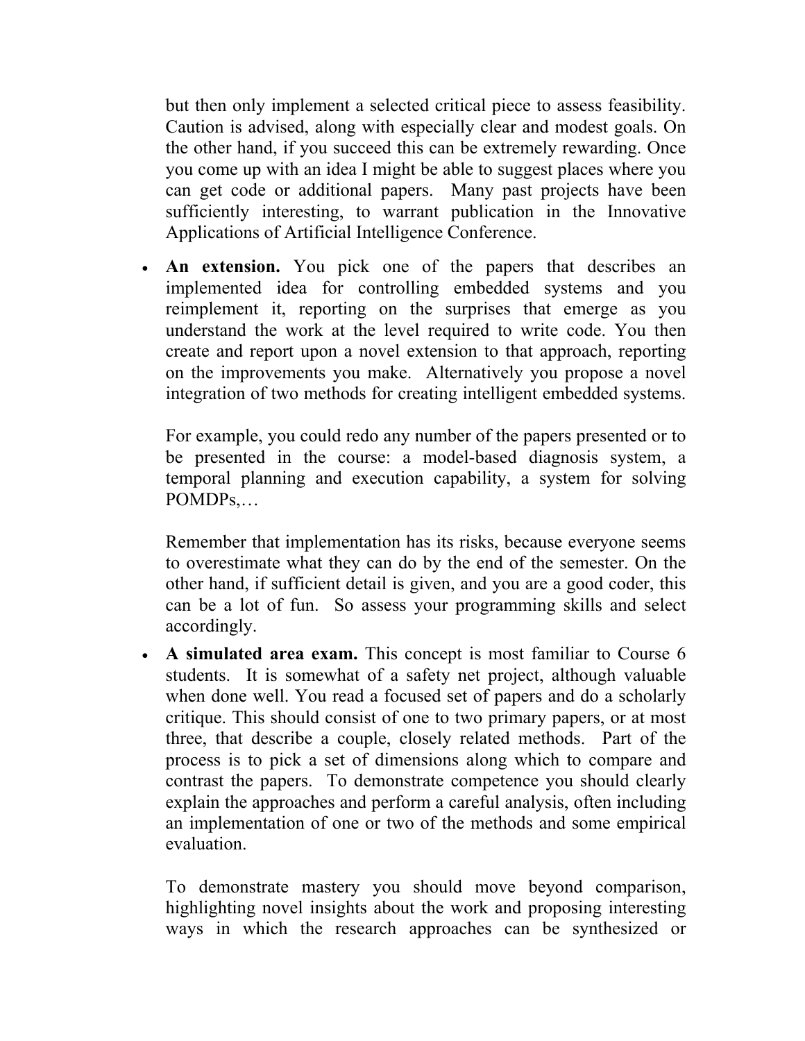but then only implement a selected critical piece to assess feasibility. Caution is advised, along with especially clear and modest goals. On the other hand, if you succeed this can be extremely rewarding. Once you come up with an idea I might be able to suggest places where you can get code or additional papers. Many past projects have been sufficiently interesting, to warrant publication in the Innovative Applications of Artificial Intelligence Conference.

- **An extension.** You pick one of the papers that describes an implemented idea for controlling embedded systems and you reimplement it, reporting on the surprises that emerge as you understand the work at the level required to write code. You then create and report upon a novel extension to that approach, reporting on the improvements you make. Alternatively you propose a novel integration of two methods for creating intelligent embedded systems.

  For example, you could redo any number of the papers presented or to be presented in the course: a model-based diagnosis system, a temporal planning and execution capability, a system for solving POMDPs,…

  Remember that implementation has its risks, because everyone seems to overestimate what they can do by the end of the semester. On the other hand, if sufficient detail is given, and you are a good coder, this can be a lot of fun. So assess your programming skills and select accordingly.

- **A simulated area exam.** This concept is most familiar to Course 6 students. It is somewhat of a safety net project, although valuable when done well. You read a focused set of papers and do a scholarly critique. This should consist of one to two primary papers, or at most three, that describe a couple, closely related methods. Part of the process is to pick a set of dimensions along which to compare and contrast the papers. To demonstrate competence you should clearly explain the approaches and perform a careful analysis, often including an implementation of one or two of the methods and some empirical evaluation.

  To demonstrate mastery you should move beyond comparison, highlighting novel insights about the work and proposing interesting ways in which the research approaches can be synthesized or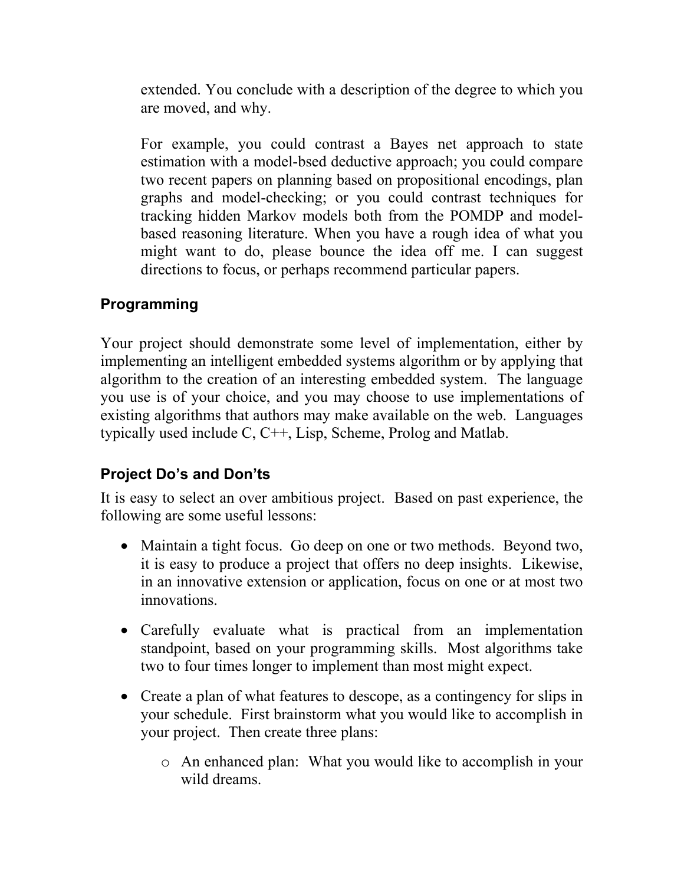extended. You conclude with a description of the degree to which you are moved, and why.

For example, you could contrast a Bayes net approach to state estimation with a model-bsed deductive approach; you could compare two recent papers on planning based on propositional encodings, plan graphs and model-checking; or you could contrast techniques for tracking hidden Markov models both from the POMDP and model-based reasoning literature. When you have a rough idea of what you might want to do, please bounce the idea off me. I can suggest directions to focus, or perhaps recommend particular papers.

### Programming

Your project should demonstrate some level of implementation, either by implementing an intelligent embedded systems algorithm or by applying that algorithm to the creation of an interesting embedded system. The language you use is of your choice, and you may choose to use implementations of existing algorithms that authors may make available on the web. Languages typically used include C, C++, Lisp, Scheme, Prolog and Matlab.

### Project Do's and Don'ts

It is easy to select an over ambitious project. Based on past experience, the following are some useful lessons:

- Maintain a tight focus. Go deep on one or two methods. Beyond two, it is easy to produce a project that offers no deep insights. Likewise, in an innovative extension or application, focus on one or at most two innovations.
- Carefully evaluate what is practical from an implementation standpoint, based on your programming skills. Most algorithms take two to four times longer to implement than most might expect.
- Create a plan of what features to descope, as a contingency for slips in your schedule. First brainstorm what you would like to accomplish in your project. Then create three plans:
    - An enhanced plan: What you would like to accomplish in your wild dreams.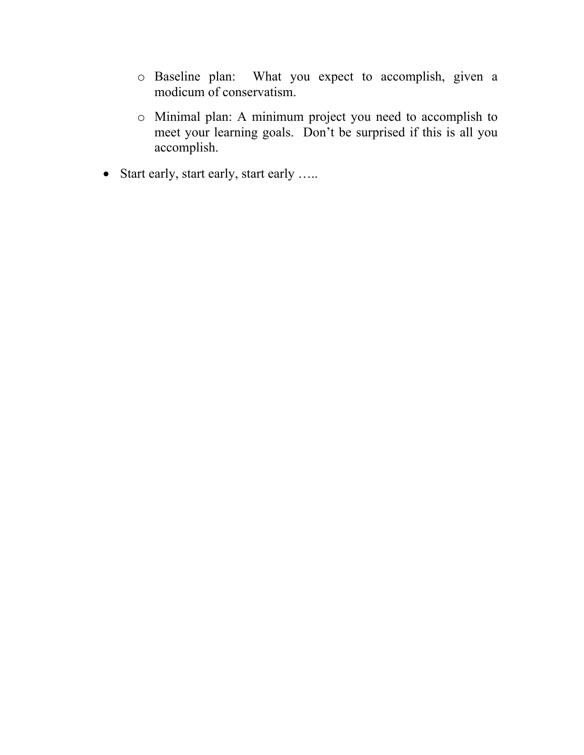- Baseline plan: What you expect to accomplish, given a modicum of conservatism.
  - Minimal plan: A minimum project you need to accomplish to meet your learning goals. Don't be surprised if this is all you accomplish.

- Start early, start early, start early …..